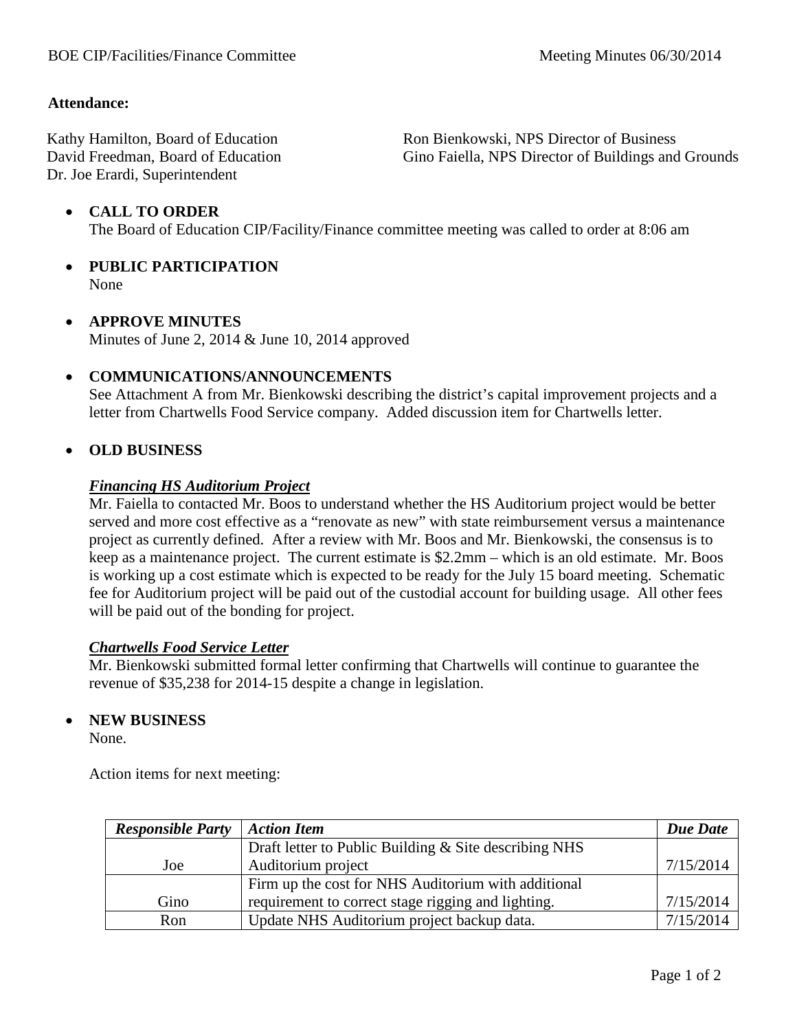BOE CIP/Facilities/Finance Committee Meeting Minutes 06/30/2014

**Attendance:**

Kathy Hamilton, Board of Education
David Freedman, Board of Education
Dr. Joe Erardi, Superintendent
Ron Bienkowski, NPS Director of Business
Gino Faiella, NPS Director of Buildings and Grounds

- **CALL TO ORDER**
  The Board of Education CIP/Facility/Finance committee meeting was called to order at 8:06 am

- **PUBLIC PARTICIPATION**
  None

- **APPROVE MINUTES**
  Minutes of June 2, 2014 & June 10, 2014 approved

- **COMMUNICATIONS/ANNOUNCEMENTS**
  See Attachment A from Mr. Bienkowski describing the district's capital improvement projects and a letter from Chartwells Food Service company. Added discussion item for Chartwells letter.

- **OLD BUSINESS**

  ***Financing HS Auditorium Project***
  Mr. Faiella to contacted Mr. Boos to understand whether the HS Auditorium project would be better served and more cost effective as a "renovate as new" with state reimbursement versus a maintenance project as currently defined. After a review with Mr. Boos and Mr. Bienkowski, the consensus is to keep as a maintenance project. The current estimate is $2.2mm – which is an old estimate. Mr. Boos is working up a cost estimate which is expected to be ready for the July 15 board meeting. Schematic fee for Auditorium project will be paid out of the custodial account for building usage. All other fees will be paid out of the bonding for project.

  ***Chartwells Food Service Letter***
  Mr. Bienkowski submitted formal letter confirming that Chartwells will continue to guarantee the revenue of $35,238 for 2014-15 despite a change in legislation.

- **NEW BUSINESS**
  None.

  Action items for next meeting:

| ***Responsible Party*** | ***Action Item*** | ***Due Date*** |
| --- | --- | --- |
| Joe | Draft letter to Public Building & Site describing NHS Auditorium project | 7/15/2014 |
| Gino | Firm up the cost for NHS Auditorium with additional requirement to correct stage rigging and lighting. | 7/15/2014 |
| Ron | Update NHS Auditorium project backup data. | 7/15/2014 |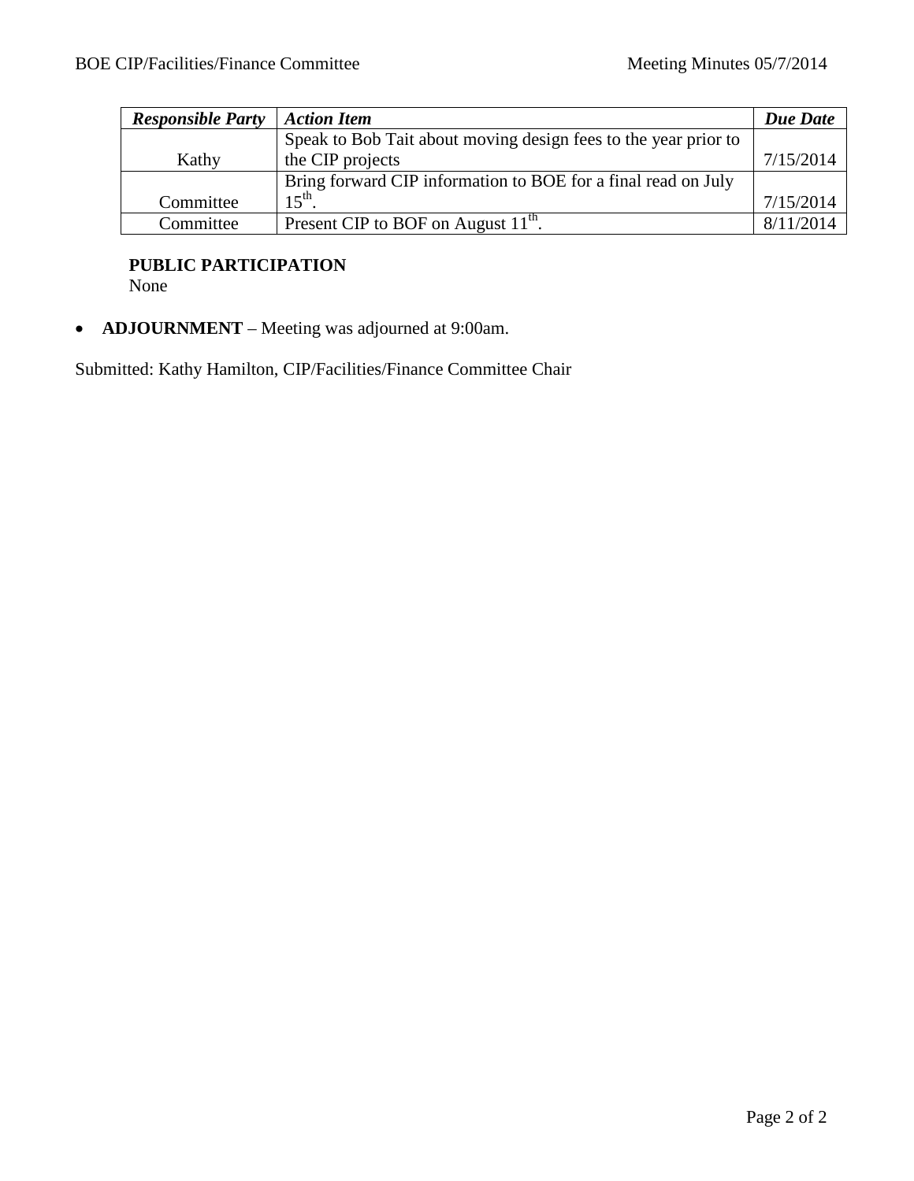| *Responsible Party* | *Action Item* | *Due Date* |
| --- | --- | --- |
| Kathy | Speak to Bob Tait about moving design fees to the year prior to the CIP projects | 7/15/2014 |
| Committee | Bring forward CIP information to BOE for a final read on July 15th. | 7/15/2014 |
| Committee | Present CIP to BOF on August 11th. | 8/11/2014 |

**PUBLIC PARTICIPATION**
None

- **ADJOURNMENT** – Meeting was adjourned at 9:00am.

Submitted: Kathy Hamilton, CIP/Facilities/Finance Committee Chair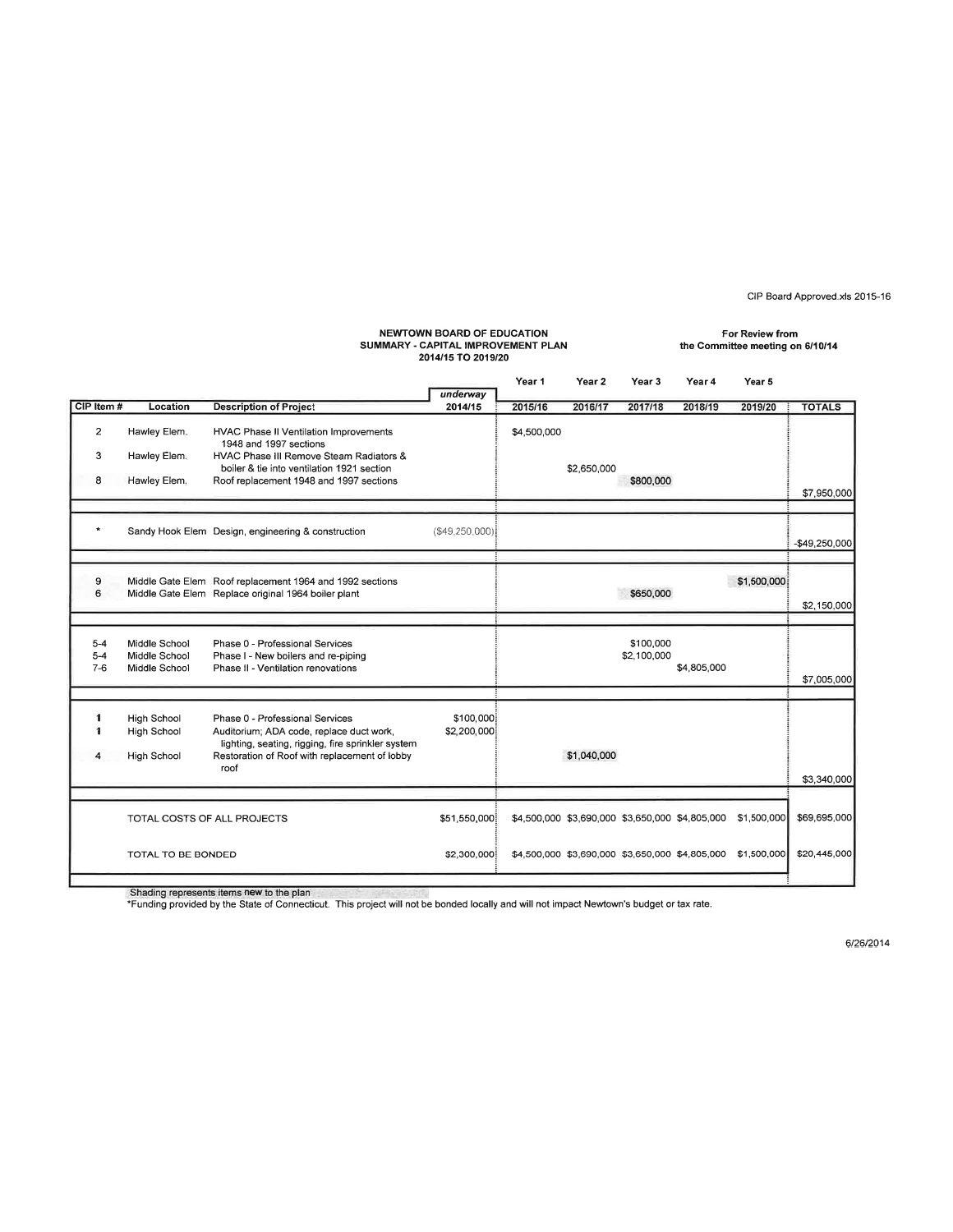CIP Board Approved.xls 2015-16

**NEWTOWN BOARD OF EDUCATION**
**SUMMARY - CAPITAL IMPROVEMENT PLAN**
**2014/15 TO 2019/20**

**For Review from the Committee meeting on 6/10/14**

| | | | | Year 1 | Year 2 | Year 3 | Year 4 | Year 5 | |
|---|---|---|---|---|---|---|---|---|---|
| **CIP Item #** | **Location** | **Description of Project** | *underway* **2014/15** | **2015/16** | **2016/17** | **2017/18** | **2018/19** | **2019/20** | **TOTALS** |
| 2 | Hawley Elem. | HVAC Phase II Ventilation Improvements 1948 and 1997 sections | | $4,500,000 | | | | | |
| 3 | Hawley Elem. | HVAC Phase III Remove Steam Radiators & boiler & tie into ventilation 1921 section | | | $2,650,000 | | | | |
| 8 | Hawley Elem. | Roof replacement 1948 and 1997 sections | | | | $800,000 | | | $7,950,000 |
| * | Sandy Hook Elem | Design, engineering & construction | ($49,250,000) | | | | | | -$49,250,000 |
| 9 | Middle Gate Elem | Roof replacement 1964 and 1992 sections | | | | | | $1,500,000 | |
| 6 | Middle Gate Elem | Replace original 1964 boiler plant | | | | $650,000 | | | $2,150,000 |
| 5-4 | Middle School | Phase 0 - Professional Services | | | | $100,000 | | | |
| 5-4 | Middle School | Phase I - New boilers and re-piping | | | | $2,100,000 | | | |
| 7-6 | Middle School | Phase II - Ventilation renovations | | | | | $4,805,000 | | $7,005,000 |
| 1 | High School | Phase 0 - Professional Services | $100,000 | | | | | | |
| 1 | High School | Auditorium; ADA code, replace duct work, lighting, seating, rigging, fire sprinkler system | $2,200,000 | | | | | | |
| 4 | High School | Restoration of Roof with replacement of lobby roof | | | $1,040,000 | | | | $3,340,000 |
| | TOTAL COSTS OF ALL PROJECTS | | $51,550,000 | $4,500,000 | $3,690,000 | $3,650,000 | $4,805,000 | $1,500,000 | $69,695,000 |
| | TOTAL TO BE BONDED | | $2,300,000 | $4,500,000 | $3,690,000 | $3,650,000 | $4,805,000 | $1,500,000 | $20,445,000 |

Shading represents items new to the plan

*Funding provided by the State of Connecticut. This project will not be bonded locally and will not impact Newtown's budget or tax rate.

6/26/2014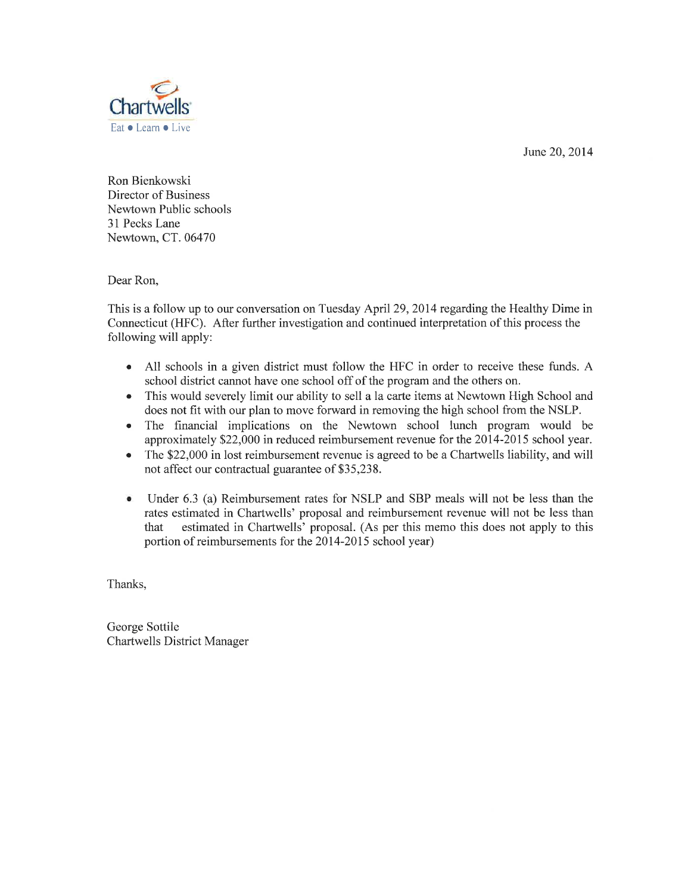Chartwells
Eat • Learn • Live

June 20, 2014

Ron Bienkowski
Director of Business
Newtown Public schools
31 Pecks Lane
Newtown, CT. 06470

Dear Ron,

This is a follow up to our conversation on Tuesday April 29, 2014 regarding the Healthy Dime in Connecticut (HFC). After further investigation and continued interpretation of this process the following will apply:

- All schools in a given district must follow the HFC in order to receive these funds. A school district cannot have one school off of the program and the others on.
- This would severely limit our ability to sell a la carte items at Newtown High School and does not fit with our plan to move forward in removing the high school from the NSLP.
- The financial implications on the Newtown school lunch program would be approximately $22,000 in reduced reimbursement revenue for the 2014-2015 school year.
- The $22,000 in lost reimbursement revenue is agreed to be a Chartwells liability, and will not affect our contractual guarantee of $35,238.
- Under 6.3 (a) Reimbursement rates for NSLP and SBP meals will not be less than the rates estimated in Chartwells' proposal and reimbursement revenue will not be less than that estimated in Chartwells' proposal. (As per this memo this does not apply to this portion of reimbursements for the 2014-2015 school year)

Thanks,

George Sottile
Chartwells District Manager